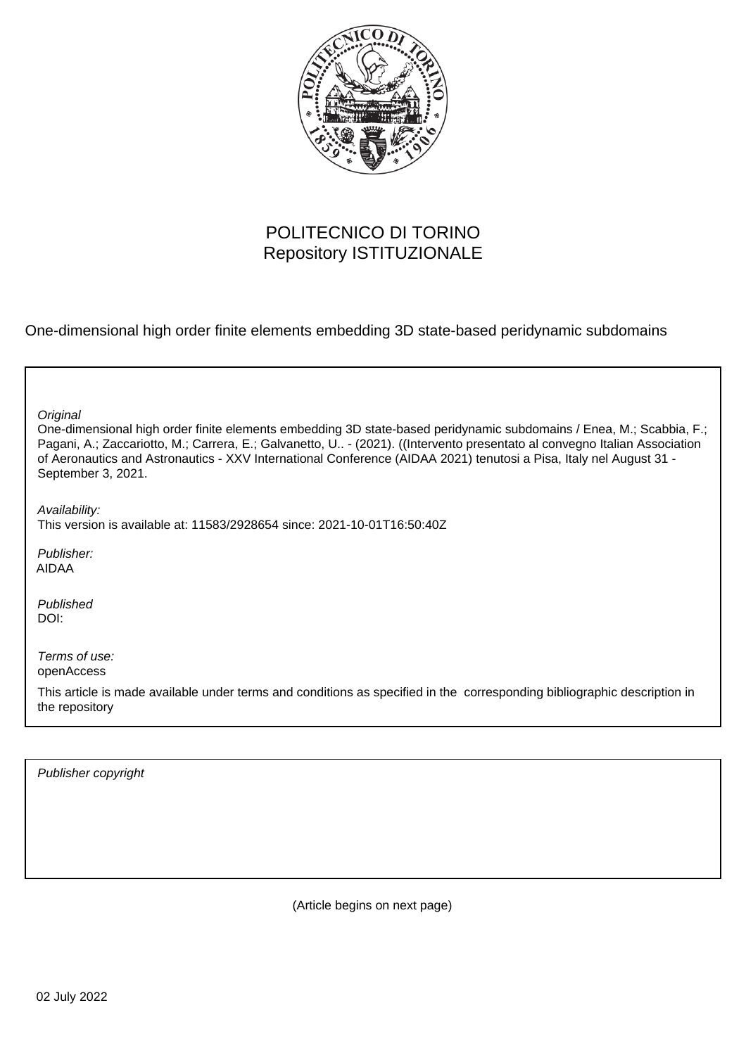POLITECNICO DI TORINO
Repository ISTITUZIONALE

One-dimensional high order finite elements embedding 3D state-based peridynamic subdomains

*Original*
One-dimensional high order finite elements embedding 3D state-based peridynamic subdomains / Enea, M.; Scabbia, F.; Pagani, A.; Zaccariotto, M.; Carrera, E.; Galvanetto, U.. - (2021). ((Intervento presentato al convegno Italian Association of Aeronautics and Astronautics - XXV International Conference (AIDAA 2021) tenutosi a Pisa, Italy nel August 31 - September 3, 2021.

*Availability:*
This version is available at: 11583/2928654 since: 2021-10-01T16:50:40Z

*Publisher:*
AIDAA

*Published*
DOI:

*Terms of use:*
openAccess

This article is made available under terms and conditions as specified in the corresponding bibliographic description in the repository

*Publisher copyright*

(Article begins on next page)

02 July 2022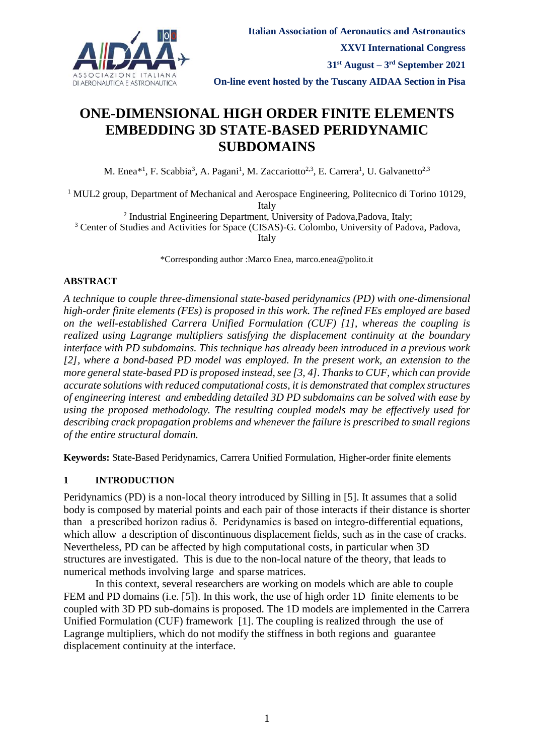# ONE-DIMENSIONAL HIGH ORDER FINITE ELEMENTS EMBEDDING 3D STATE-BASED PERIDYNAMIC SUBDOMAINS

M. Enea*[1], F. Scabbia[3], A. Pagani[1], M. Zaccariotto[2,3], E. Carrera[1], U. Galvanetto[2,3]

[1] MUL2 group, Department of Mechanical and Aerospace Engineering, Politecnico di Torino 10129, Italy

[2] Industrial Engineering Department, University of Padova,Padova, Italy;

[3] Center of Studies and Activities for Space (CISAS)-G. Colombo, University of Padova, Padova, Italy

*Corresponding author :Marco Enea, marco.enea@polito.it

## ABSTRACT

*A technique to couple three-dimensional state-based peridynamics (PD) with one-dimensional high-order finite elements (FEs) is proposed in this work. The refined FEs employed are based on the well-established Carrera Unified Formulation (CUF) [1], whereas the coupling is realized using Lagrange multipliers satisfying the displacement continuity at the boundary interface with PD subdomains. This technique has already been introduced in a previous work [2], where a bond-based PD model was employed. In the present work, an extension to the more general state-based PD is proposed instead, see [3, 4]. Thanks to CUF, which can provide accurate solutions with reduced computational costs, it is demonstrated that complex structures of engineering interest and embedding detailed 3D PD subdomains can be solved with ease by using the proposed methodology. The resulting coupled models may be effectively used for describing crack propagation problems and whenever the failure is prescribed to small regions of the entire structural domain.*

**Keywords:** State-Based Peridynamics, Carrera Unified Formulation, Higher-order finite elements

## 1 INTRODUCTION

Peridynamics (PD) is a non-local theory introduced by Silling in [5]. It assumes that a solid body is composed by material points and each pair of those interacts if their distance is shorter than a prescribed horizon radius $\delta$. Peridynamics is based on integro-differential equations, which allow a description of discontinuous displacement fields, such as in the case of cracks. Nevertheless, PD can be affected by high computational costs, in particular when 3D structures are investigated. This is due to the non-local nature of the theory, that leads to numerical methods involving large and sparse matrices.

In this context, several researchers are working on models which are able to couple FEM and PD domains (i.e. [5]). In this work, the use of high order 1D finite elements to be coupled with 3D PD sub-domains is proposed. The 1D models are implemented in the Carrera Unified Formulation (CUF) framework [1]. The coupling is realized through the use of Lagrange multipliers, which do not modify the stiffness in both regions and guarantee displacement continuity at the interface.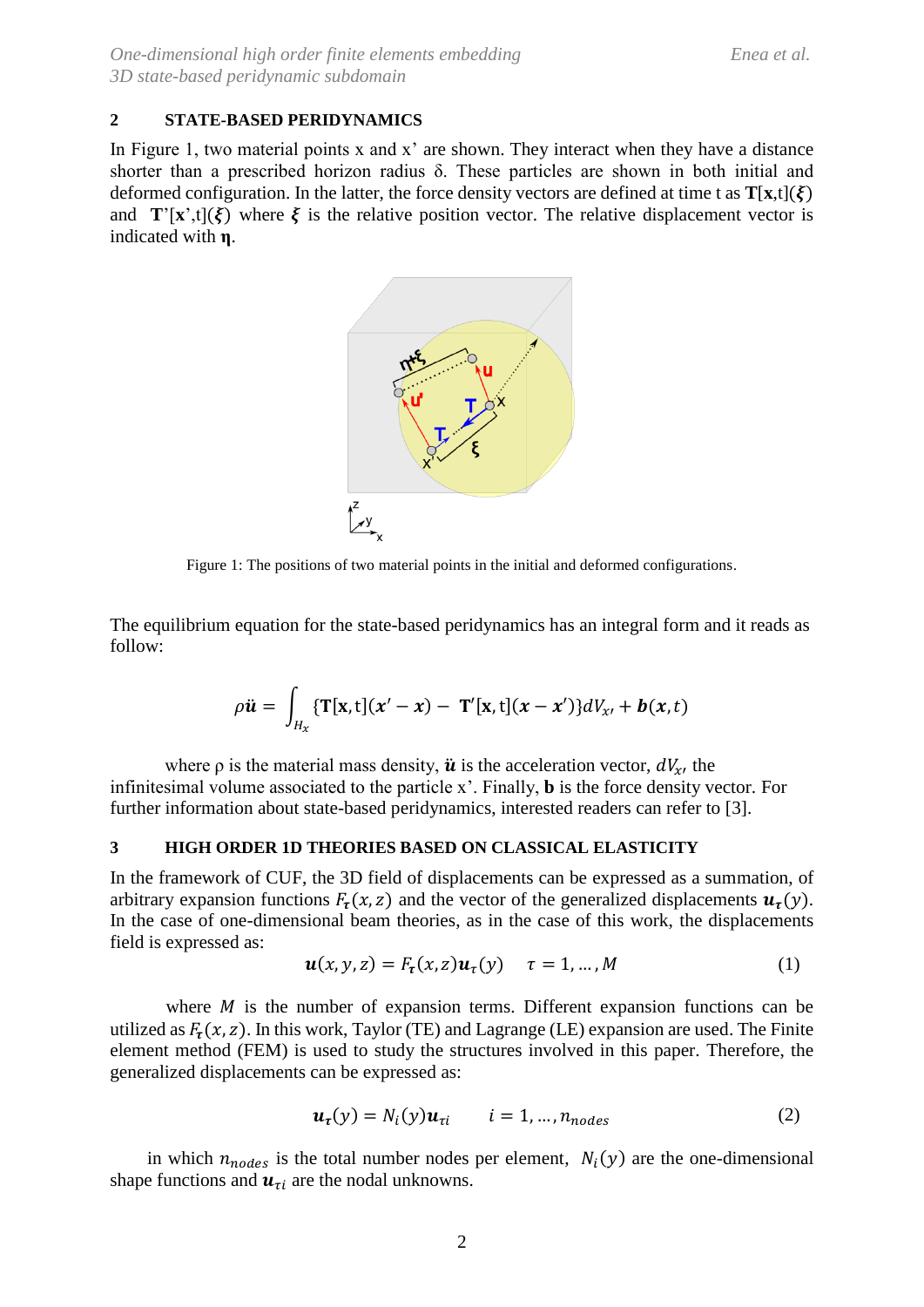## 2 STATE-BASED PERIDYNAMICS

In Figure 1, two material points x and x' are shown. They interact when they have a distance shorter than a prescribed horizon radius δ. These particles are shown in both initial and deformed configuration. In the latter, the force density vectors are defined at time t as **T**[**x**,t]($\boldsymbol{\xi}$) and **T**'[**x**',t]($\boldsymbol{\xi}$) where $\boldsymbol{\xi}$ is the relative position vector. The relative displacement vector is indicated with **η**.

Figure 1: The positions of two material points in the initial and deformed configurations.

The equilibrium equation for the state-based peridynamics has an integral form and it reads as follow:

$$\rho \ddot{\boldsymbol{u}} = \int_{H_x} \{\mathbf{T}[\mathbf{x}, \mathrm{t}](\boldsymbol{x}' - \boldsymbol{x}) - \mathbf{T}'[\mathbf{x}, \mathrm{t}](\boldsymbol{x} - \boldsymbol{x}')\} dV_{x'} + \boldsymbol{b}(\boldsymbol{x}, t)$$

where ρ is the material mass density, $\ddot{\boldsymbol{u}}$ is the acceleration vector, $dV_{x'}$ the infinitesimal volume associated to the particle x'. Finally, **b** is the force density vector. For further information about state-based peridynamics, interested readers can refer to [3].

## 3 HIGH ORDER 1D THEORIES BASED ON CLASSICAL ELASTICITY

In the framework of CUF, the 3D field of displacements can be expressed as a summation, of arbitrary expansion functions $F_\tau(x,z)$ and the vector of the generalized displacements $\boldsymbol{u}_\tau(y)$. In the case of one-dimensional beam theories, as in the case of this work, the displacements field is expressed as:

$$\boldsymbol{u}(x,y,z) = F_\tau(x,z)\boldsymbol{u}_\tau(y) \qquad \tau = 1, \ldots, M \tag{1}$$

where $M$ is the number of expansion terms. Different expansion functions can be utilized as $F_\tau(x,z)$. In this work, Taylor (TE) and Lagrange (LE) expansion are used. The Finite element method (FEM) is used to study the structures involved in this paper. Therefore, the generalized displacements can be expressed as:

$$\boldsymbol{u}_\tau(y) = N_i(y)\boldsymbol{u}_{\tau i} \qquad i = 1, \ldots, n_{nodes} \tag{2}$$

in which $n_{nodes}$ is the total number nodes per element, $N_i(y)$ are the one-dimensional shape functions and $\boldsymbol{u}_{\tau i}$ are the nodal unknowns.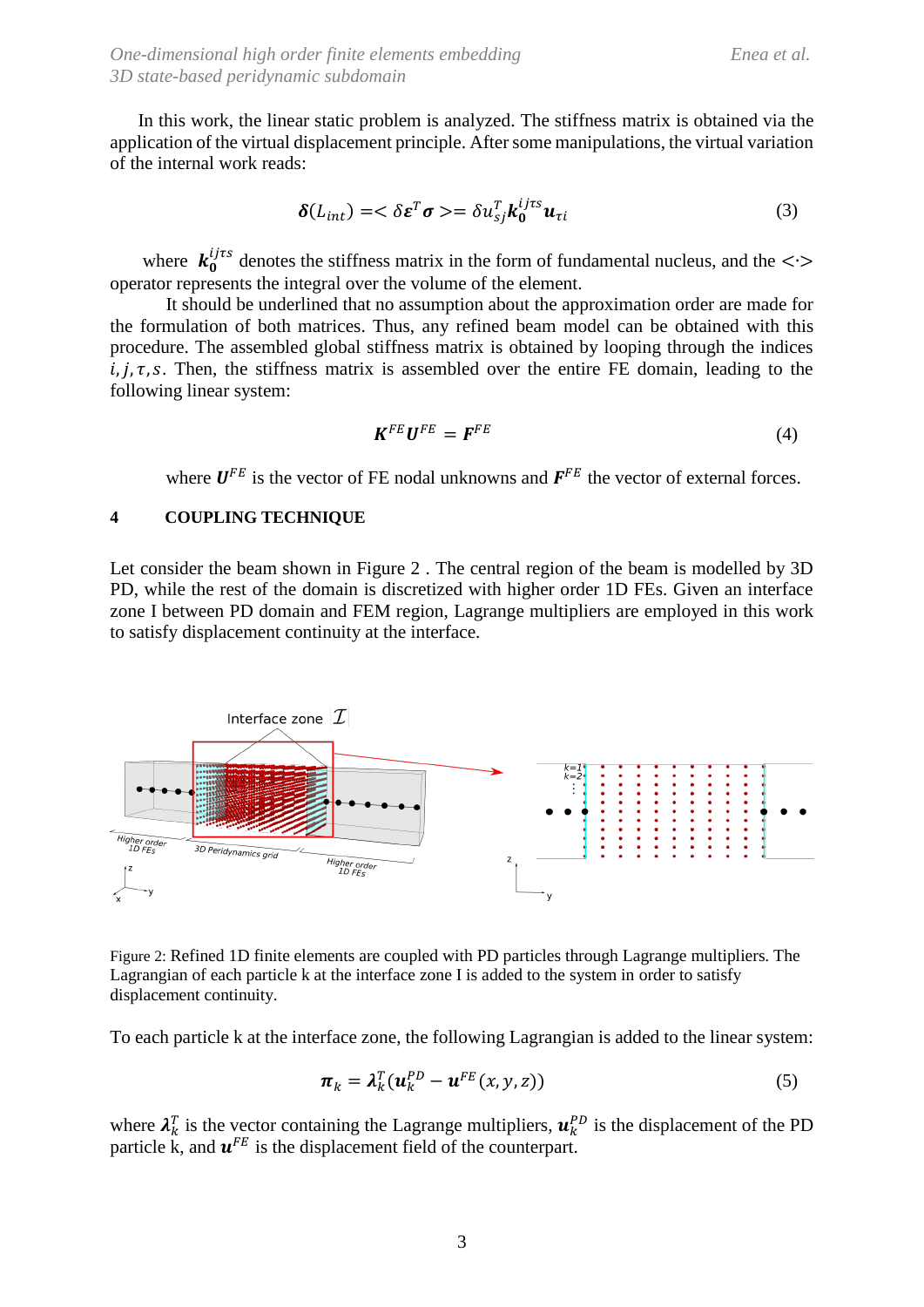In this work, the linear static problem is analyzed. The stiffness matrix is obtained via the application of the virtual displacement principle. After some manipulations, the virtual variation of the internal work reads:

$$\boldsymbol{\delta}(L_{int}) =< \delta\boldsymbol{\varepsilon}^T \boldsymbol{\sigma} >= \delta u_{sj}^T \boldsymbol{k}_{\mathbf{0}}^{ij\tau s} \boldsymbol{u}_{\tau i} \tag{3}$$

where $\boldsymbol{k}_{\mathbf{0}}^{ij\tau s}$ denotes the stiffness matrix in the form of fundamental nucleus, and the $<\cdot>$ operator represents the integral over the volume of the element.

It should be underlined that no assumption about the approximation order are made for the formulation of both matrices. Thus, any refined beam model can be obtained with this procedure. The assembled global stiffness matrix is obtained by looping through the indices $i, j, \tau, s$. Then, the stiffness matrix is assembled over the entire FE domain, leading to the following linear system:

$$\boldsymbol{K}^{FE}\boldsymbol{U}^{FE} = \boldsymbol{F}^{FE} \tag{4}$$

where $\boldsymbol{U}^{FE}$ is the vector of FE nodal unknowns and $\boldsymbol{F}^{FE}$ the vector of external forces.

## 4 COUPLING TECHNIQUE

Let consider the beam shown in Figure 2 . The central region of the beam is modelled by 3D PD, while the rest of the domain is discretized with higher order 1D FEs. Given an interface zone I between PD domain and FEM region, Lagrange multipliers are employed in this work to satisfy displacement continuity at the interface.

Figure 2: Refined 1D finite elements are coupled with PD particles through Lagrange multipliers. The Lagrangian of each particle k at the interface zone I is added to the system in order to satisfy displacement continuity.

To each particle k at the interface zone, the following Lagrangian is added to the linear system:

$$\boldsymbol{\pi}_k = \boldsymbol{\lambda}_k^T(\boldsymbol{u}_k^{PD} - \boldsymbol{u}^{FE}(x, y, z)) \tag{5}$$

where $\boldsymbol{\lambda}_k^T$ is the vector containing the Lagrange multipliers, $\boldsymbol{u}_k^{PD}$ is the displacement of the PD particle k, and $\boldsymbol{u}^{FE}$ is the displacement field of the counterpart.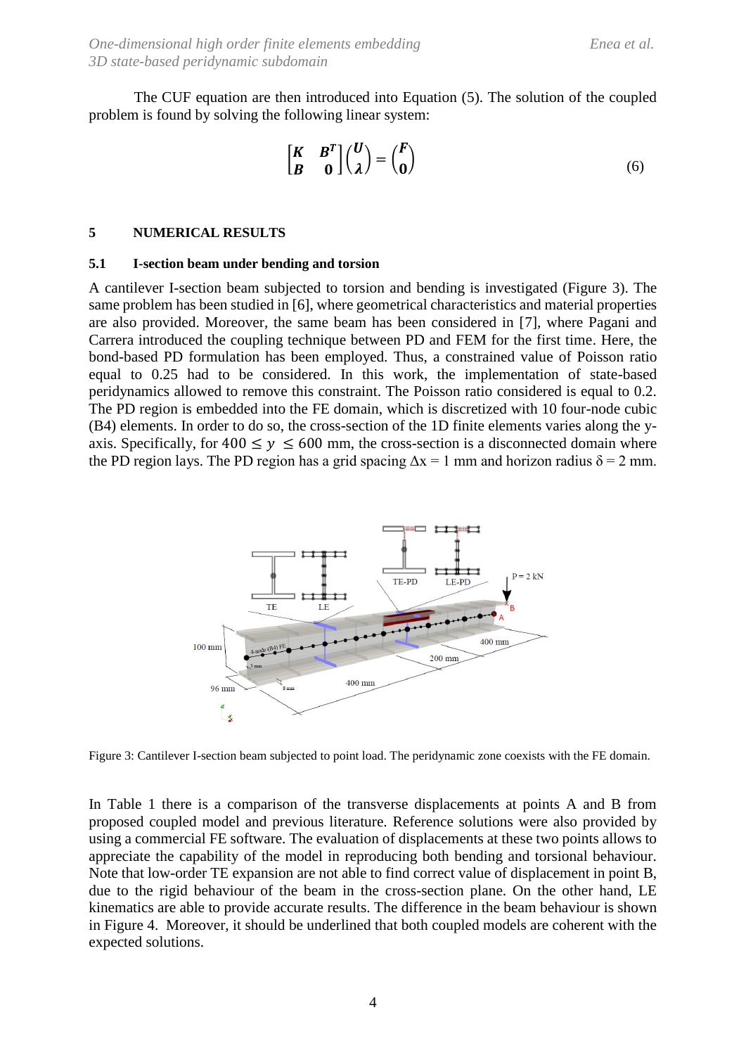The CUF equation are then introduced into Equation (5). The solution of the coupled problem is found by solving the following linear system:

$$\begin{bmatrix} \boldsymbol{K} & \boldsymbol{B}^T \\ \boldsymbol{B} & \boldsymbol{0} \end{bmatrix} \begin{pmatrix} \boldsymbol{U} \\ \boldsymbol{\lambda} \end{pmatrix} = \begin{pmatrix} \boldsymbol{F} \\ \boldsymbol{0} \end{pmatrix} \tag{6}$$

## 5 NUMERICAL RESULTS

### 5.1 I-section beam under bending and torsion

A cantilever I-section beam subjected to torsion and bending is investigated (Figure 3). The same problem has been studied in [6], where geometrical characteristics and material properties are also provided. Moreover, the same beam has been considered in [7], where Pagani and Carrera introduced the coupling technique between PD and FEM for the first time. Here, the bond-based PD formulation has been employed. Thus, a constrained value of Poisson ratio equal to 0.25 had to be considered. In this work, the implementation of state-based peridynamics allowed to remove this constraint. The Poisson ratio considered is equal to 0.2. The PD region is embedded into the FE domain, which is discretized with 10 four-node cubic (B4) elements. In order to do so, the cross-section of the 1D finite elements varies along the y-axis. Specifically, for $400 \leq y \leq 600$ mm, the cross-section is a disconnected domain where the PD region lays. The PD region has a grid spacing $\Delta x = 1$ mm and horizon radius $\delta = 2$ mm.

Figure 3: Cantilever I-section beam subjected to point load. The peridynamic zone coexists with the FE domain.

In Table 1 there is a comparison of the transverse displacements at points A and B from proposed coupled model and previous literature. Reference solutions were also provided by using a commercial FE software. The evaluation of displacements at these two points allows to appreciate the capability of the model in reproducing both bending and torsional behaviour. Note that low-order TE expansion are not able to find correct value of displacement in point B, due to the rigid behaviour of the beam in the cross-section plane. On the other hand, LE kinematics are able to provide accurate results. The difference in the beam behaviour is shown in Figure 4. Moreover, it should be underlined that both coupled models are coherent with the expected solutions.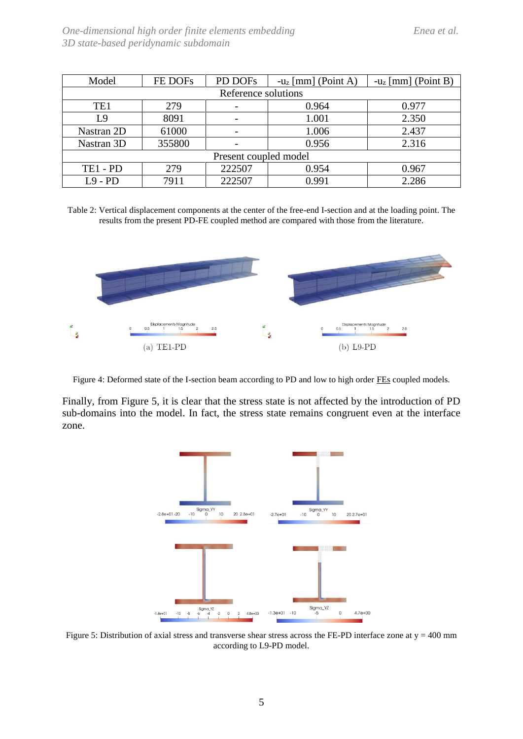| Model | FE DOFs | PD DOFs | $-u_z$ [mm] (Point A) | $-u_z$ [mm] (Point B) |
|---|---|---|---|---|
| Reference solutions | | | | |
| TE1 | 279 | - | 0.964 | 0.977 |
| L9 | 8091 | - | 1.001 | 2.350 |
| Nastran 2D | 61000 | - | 1.006 | 2.437 |
| Nastran 3D | 355800 | - | 0.956 | 2.316 |
| Present coupled model | | | | |
| TE1 - PD | 279 | 222507 | 0.954 | 0.967 |
| L9 - PD | 7911 | 222507 | 0.991 | 2.286 |

Table 2: Vertical displacement components at the center of the free-end I-section and at the loading point. The results from the present PD-FE coupled method are compared with those from the literature.

(a) TE1-PD (b) L9-PD

Figure 4: Deformed state of the I-section beam according to PD and low to high order FEs coupled models.

Finally, from Figure 5, it is clear that the stress state is not affected by the introduction of PD sub-domains into the model. In fact, the stress state remains congruent even at the interface zone.

Figure 5: Distribution of axial stress and transverse shear stress across the FE-PD interface zone at y = 400 mm according to L9-PD model.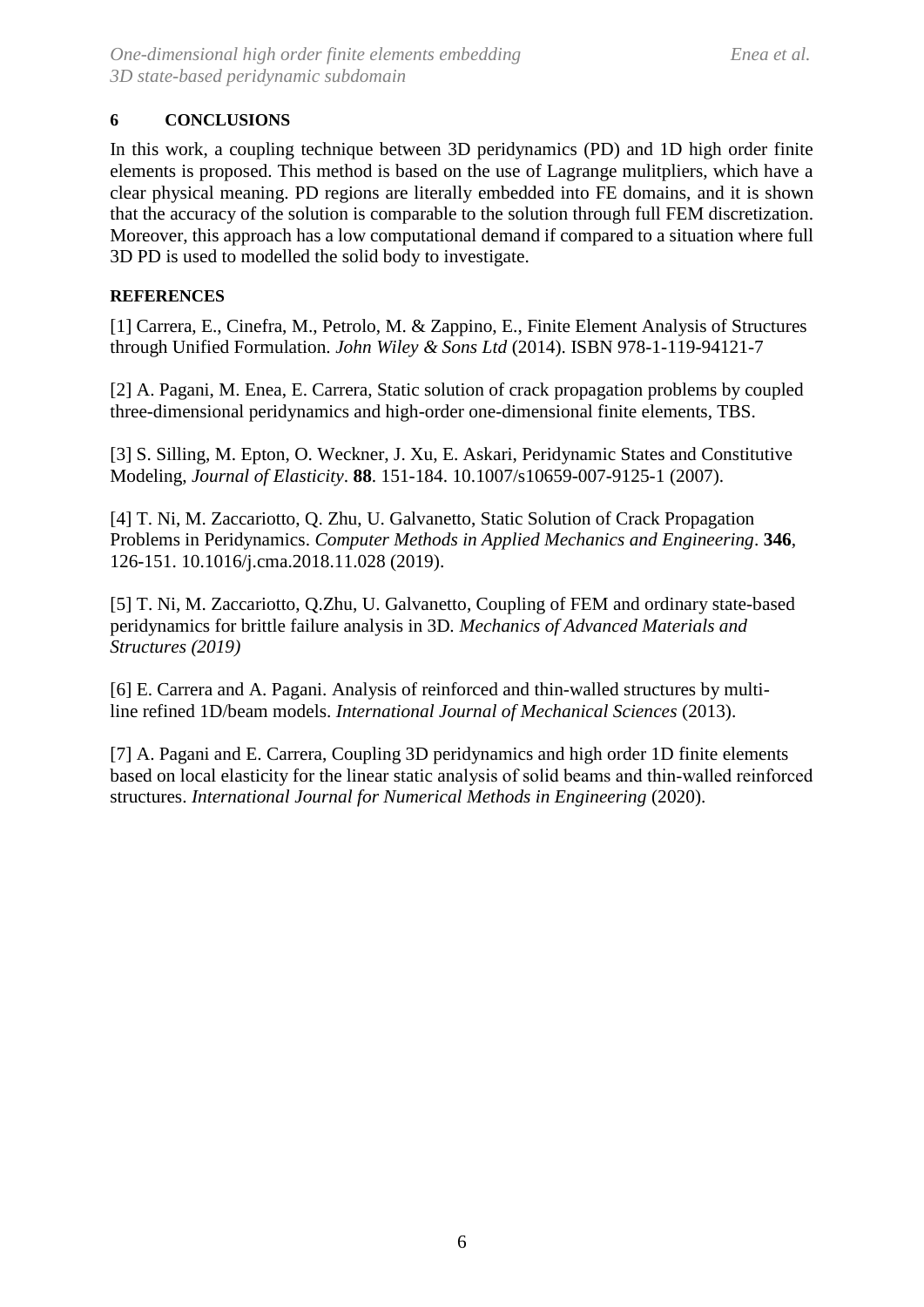## 6 CONCLUSIONS

In this work, a coupling technique between 3D peridynamics (PD) and 1D high order finite elements is proposed. This method is based on the use of Lagrange mulitpliers, which have a clear physical meaning. PD regions are literally embedded into FE domains, and it is shown that the accuracy of the solution is comparable to the solution through full FEM discretization. Moreover, this approach has a low computational demand if compared to a situation where full 3D PD is used to modelled the solid body to investigate.

**REFERENCES**

[1] Carrera, E., Cinefra, M., Petrolo, M. & Zappino, E., Finite Element Analysis of Structures through Unified Formulation. *John Wiley & Sons Ltd* (2014). ISBN 978-1-119-94121-7

[2] A. Pagani, M. Enea, E. Carrera, Static solution of crack propagation problems by coupled three-dimensional peridynamics and high-order one-dimensional finite elements, TBS.

[3] S. Silling, M. Epton, O. Weckner, J. Xu, E. Askari, Peridynamic States and Constitutive Modeling, *Journal of Elasticity*. **88**. 151-184. 10.1007/s10659-007-9125-1 (2007).

[4] T. Ni, M. Zaccariotto, Q. Zhu, U. Galvanetto, Static Solution of Crack Propagation Problems in Peridynamics. *Computer Methods in Applied Mechanics and Engineering*. **346**, 126-151. 10.1016/j.cma.2018.11.028 (2019).

[5] T. Ni, M. Zaccariotto, Q.Zhu, U. Galvanetto, Coupling of FEM and ordinary state-based peridynamics for brittle failure analysis in 3D. *Mechanics of Advanced Materials and Structures (2019)*

[6] E. Carrera and A. Pagani. Analysis of reinforced and thin-walled structures by multi-line refined 1D/beam models. *International Journal of Mechanical Sciences* (2013).

[7] A. Pagani and E. Carrera, Coupling 3D peridynamics and high order 1D finite elements based on local elasticity for the linear static analysis of solid beams and thin-walled reinforced structures. *International Journal for Numerical Methods in Engineering* (2020).